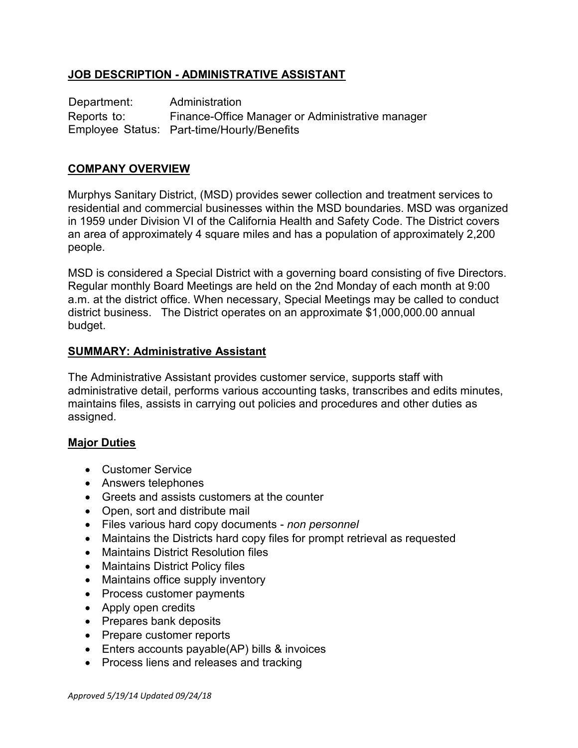## JOB DESCRIPTION - ADMINISTRATIVE ASSISTANT

Department: Administration
Reports to: Finance-Office Manager or Administrative manager
Employee Status: Part-time/Hourly/Benefits

## COMPANY OVERVIEW

Murphys Sanitary District, (MSD) provides sewer collection and treatment services to residential and commercial businesses within the MSD boundaries. MSD was organized in 1959 under Division VI of the California Health and Safety Code. The District covers an area of approximately 4 square miles and has a population of approximately 2,200 people.

MSD is considered a Special District with a governing board consisting of five Directors. Regular monthly Board Meetings are held on the 2nd Monday of each month at 9:00 a.m. at the district office. When necessary, Special Meetings may be called to conduct district business. The District operates on an approximate $1,000,000.00 annual budget.

## SUMMARY: Administrative Assistant

The Administrative Assistant provides customer service, supports staff with administrative detail, performs various accounting tasks, transcribes and edits minutes, maintains files, assists in carrying out policies and procedures and other duties as assigned.

### Major Duties

- Customer Service
- Answers telephones
- Greets and assists customers at the counter
- Open, sort and distribute mail
- Files various hard copy documents - *non personnel*
- Maintains the Districts hard copy files for prompt retrieval as requested
- Maintains District Resolution files
- Maintains District Policy files
- Maintains office supply inventory
- Process customer payments
- Apply open credits
- Prepares bank deposits
- Prepare customer reports
- Enters accounts payable(AP) bills & invoices
- Process liens and releases and tracking

*Approved 5/19/14 Updated 09/24/18*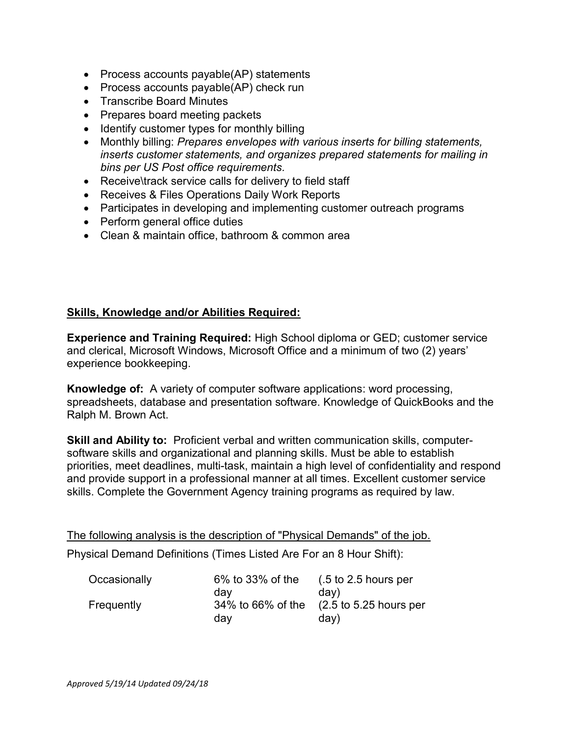- Process accounts payable(AP) statements
- Process accounts payable(AP) check run
- Transcribe Board Minutes
- Prepares board meeting packets
- Identify customer types for monthly billing
- Monthly billing: *Prepares envelopes with various inserts for billing statements, inserts customer statements, and organizes prepared statements for mailing in bins per US Post office requirements.*
- Receive\track service calls for delivery to field staff
- Receives & Files Operations Daily Work Reports
- Participates in developing and implementing customer outreach programs
- Perform general office duties
- Clean & maintain office, bathroom & common area

## Skills, Knowledge and/or Abilities Required:

**Experience and Training Required:** High School diploma or GED; customer service and clerical, Microsoft Windows, Microsoft Office and a minimum of two (2) years' experience bookkeeping.

**Knowledge of:** A variety of computer software applications: word processing, spreadsheets, database and presentation software. Knowledge of QuickBooks and the Ralph M. Brown Act.

**Skill and Ability to:** Proficient verbal and written communication skills, computer-software skills and organizational and planning skills. Must be able to establish priorities, meet deadlines, multi-task, maintain a high level of confidentiality and respond and provide support in a professional manner at all times. Excellent customer service skills. Complete the Government Agency training programs as required by law.

The following analysis is the description of "Physical Demands" of the job.

Physical Demand Definitions (Times Listed Are For an 8 Hour Shift):

| | | |
|---|---|---|
| Occasionally | 6% to 33% of the day | (.5 to 2.5 hours per day) |
| Frequently | 34% to 66% of the day | (2.5 to 5.25 hours per day) |

*Approved 5/19/14 Updated 09/24/18*